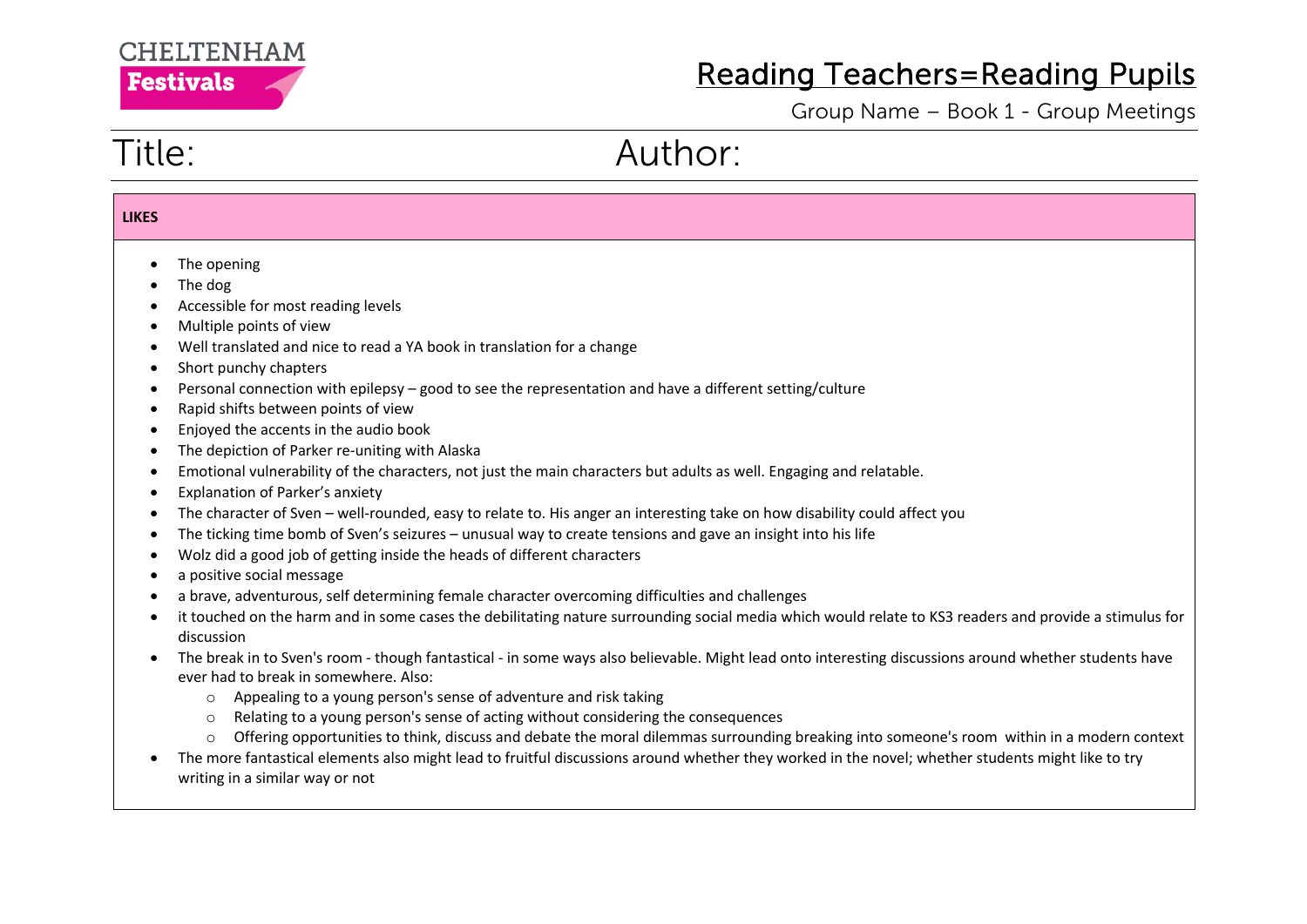CHELTENHAM
**Festivals**

# Reading Teachers=Reading Pupils

Group Name – Book 1 - Group Meetings

Title: Author:

**LIKES**

- The opening
- The dog
- Accessible for most reading levels
- Multiple points of view
- Well translated and nice to read a YA book in translation for a change
- Short punchy chapters
- Personal connection with epilepsy – good to see the representation and have a different setting/culture
- Rapid shifts between points of view
- Enjoyed the accents in the audio book
- The depiction of Parker re-uniting with Alaska
- Emotional vulnerability of the characters, not just the main characters but adults as well. Engaging and relatable.
- Explanation of Parker's anxiety
- The character of Sven – well-rounded, easy to relate to. His anger an interesting take on how disability could affect you
- The ticking time bomb of Sven's seizures – unusual way to create tensions and gave an insight into his life
- Wolz did a good job of getting inside the heads of different characters
- a positive social message
- a brave, adventurous, self determining female character overcoming difficulties and challenges
- it touched on the harm and in some cases the debilitating nature surrounding social media which would relate to KS3 readers and provide a stimulus for discussion
- The break in to Sven's room - though fantastical - in some ways also believable. Might lead onto interesting discussions around whether students have ever had to break in somewhere. Also:
  - Appealing to a young person's sense of adventure and risk taking
  - Relating to a young person's sense of acting without considering the consequences
  - Offering opportunities to think, discuss and debate the moral dilemmas surrounding breaking into someone's room within in a modern context
- The more fantastical elements also might lead to fruitful discussions around whether they worked in the novel; whether students might like to try writing in a similar way or not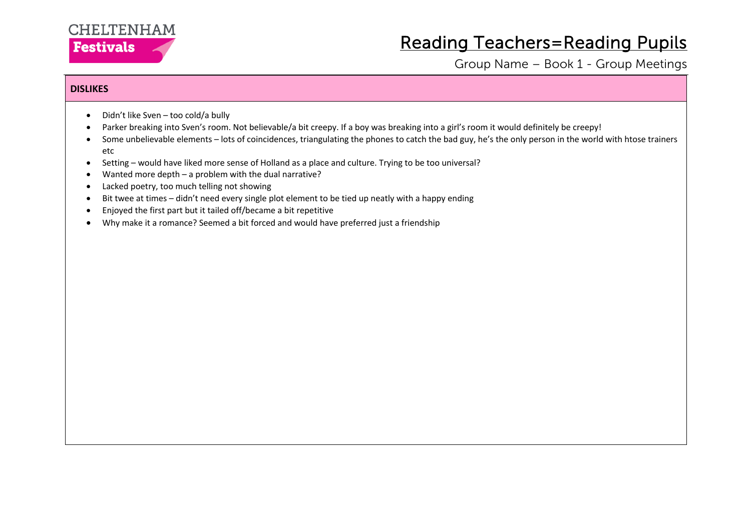**DISLIKES**

- Didn't like Sven – too cold/a bully
- Parker breaking into Sven's room. Not believable/a bit creepy. If a boy was breaking into a girl's room it would definitely be creepy!
- Some unbelievable elements – lots of coincidences, triangulating the phones to catch the bad guy, he's the only person in the world with htose trainers etc
- Setting – would have liked more sense of Holland as a place and culture. Trying to be too universal?
- Wanted more depth – a problem with the dual narrative?
- Lacked poetry, too much telling not showing
- Bit twee at times – didn't need every single plot element to be tied up neatly with a happy ending
- Enjoyed the first part but it tailed off/became a bit repetitive
- Why make it a romance? Seemed a bit forced and would have preferred just a friendship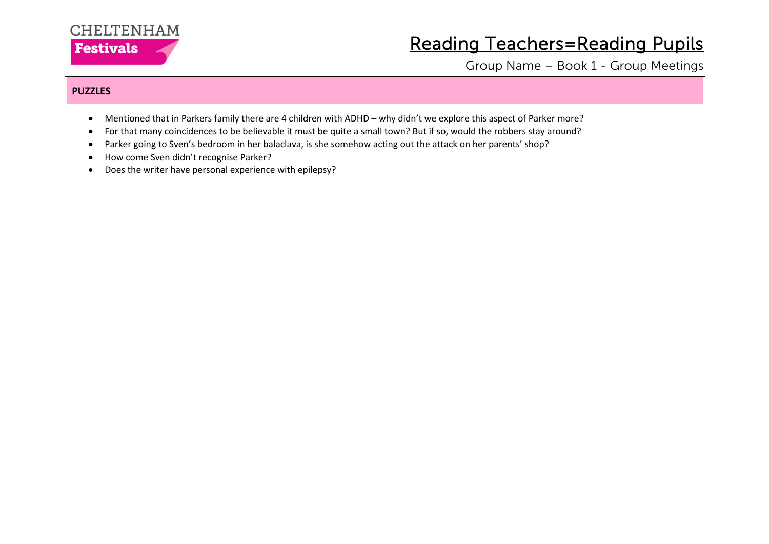## PUZZLES

- Mentioned that in Parkers family there are 4 children with ADHD – why didn't we explore this aspect of Parker more?
- For that many coincidences to be believable it must be quite a small town? But if so, would the robbers stay around?
- Parker going to Sven's bedroom in her balaclava, is she somehow acting out the attack on her parents' shop?
- How come Sven didn't recognise Parker?
- Does the writer have personal experience with epilepsy?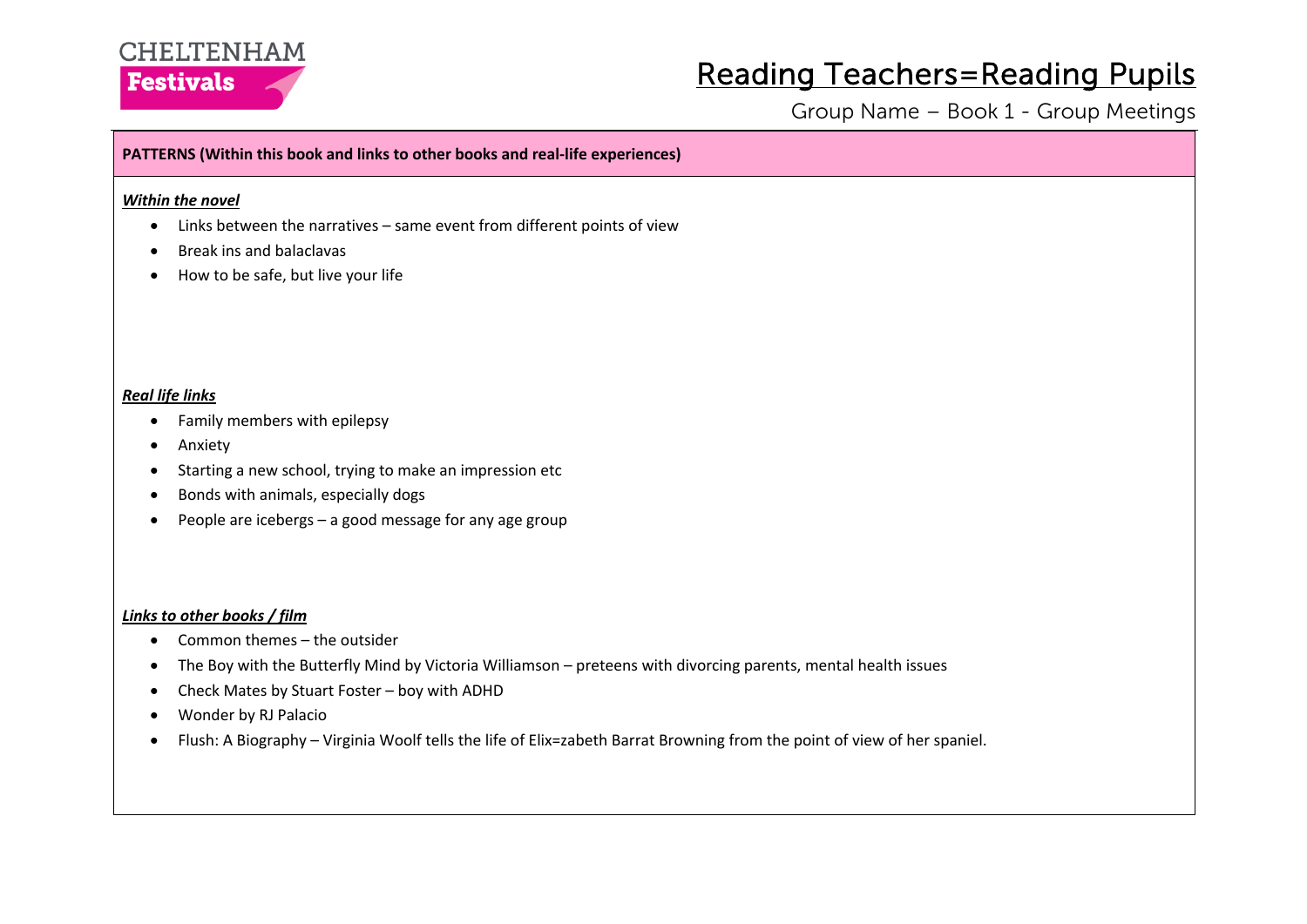# Reading Teachers=Reading Pupils

Group Name – Book 1 - Group Meetings

**PATTERNS (Within this book and links to other books and real-life experiences)**

***Within the novel***

- Links between the narratives – same event from different points of view
- Break ins and balaclavas
- How to be safe, but live your life

***Real life links***

- Family members with epilepsy
- Anxiety
- Starting a new school, trying to make an impression etc
- Bonds with animals, especially dogs
- People are icebergs – a good message for any age group

***Links to other books / film***

- Common themes – the outsider
- The Boy with the Butterfly Mind by Victoria Williamson – preteens with divorcing parents, mental health issues
- Check Mates by Stuart Foster – boy with ADHD
- Wonder by RJ Palacio
- Flush: A Biography – Virginia Woolf tells the life of Elix=zabeth Barrat Browning from the point of view of her spaniel.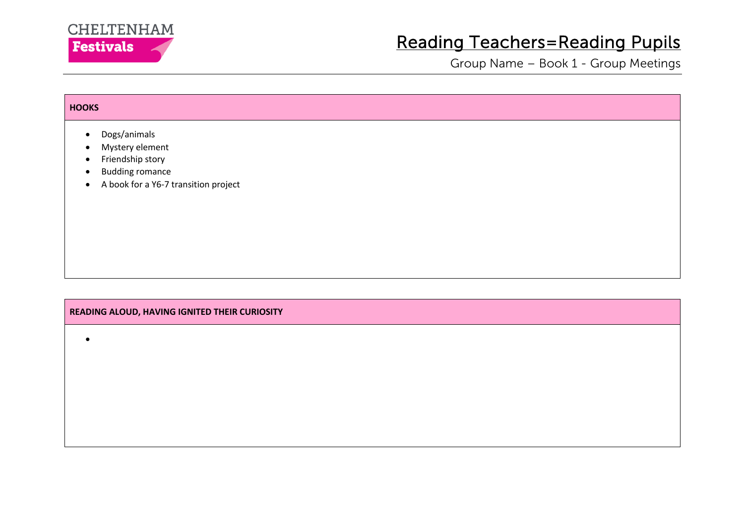# Reading Teachers=Reading Pupils

Group Name – Book 1 - Group Meetings

| HOOKS |
| --- |
| • Dogs/animals<br>• Mystery element<br>• Friendship story<br>• Budding romance<br>• A book for a Y6-7 transition project |

| READING ALOUD, HAVING IGNITED THEIR CURIOSITY |
| --- |
| • |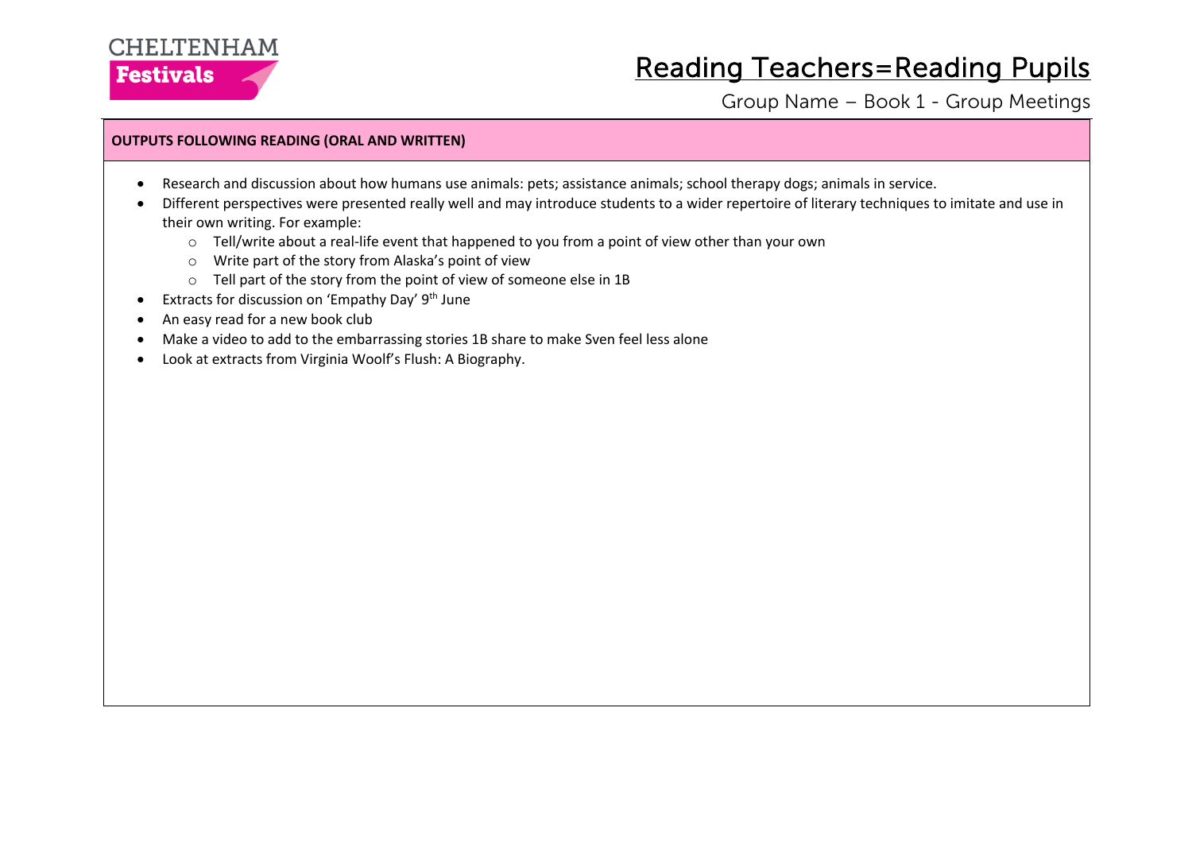CHELTENHAM Festivals

# Reading Teachers=Reading Pupils

Group Name – Book 1 - Group Meetings

**OUTPUTS FOLLOWING READING (ORAL AND WRITTEN)**

- Research and discussion about how humans use animals: pets; assistance animals; school therapy dogs; animals in service.
- Different perspectives were presented really well and may introduce students to a wider repertoire of literary techniques to imitate and use in their own writing. For example:
  - Tell/write about a real-life event that happened to you from a point of view other than your own
  - Write part of the story from Alaska's point of view
  - Tell part of the story from the point of view of someone else in 1B
- Extracts for discussion on 'Empathy Day' 9th June
- An easy read for a new book club
- Make a video to add to the embarrassing stories 1B share to make Sven feel less alone
- Look at extracts from Virginia Woolf's Flush: A Biography.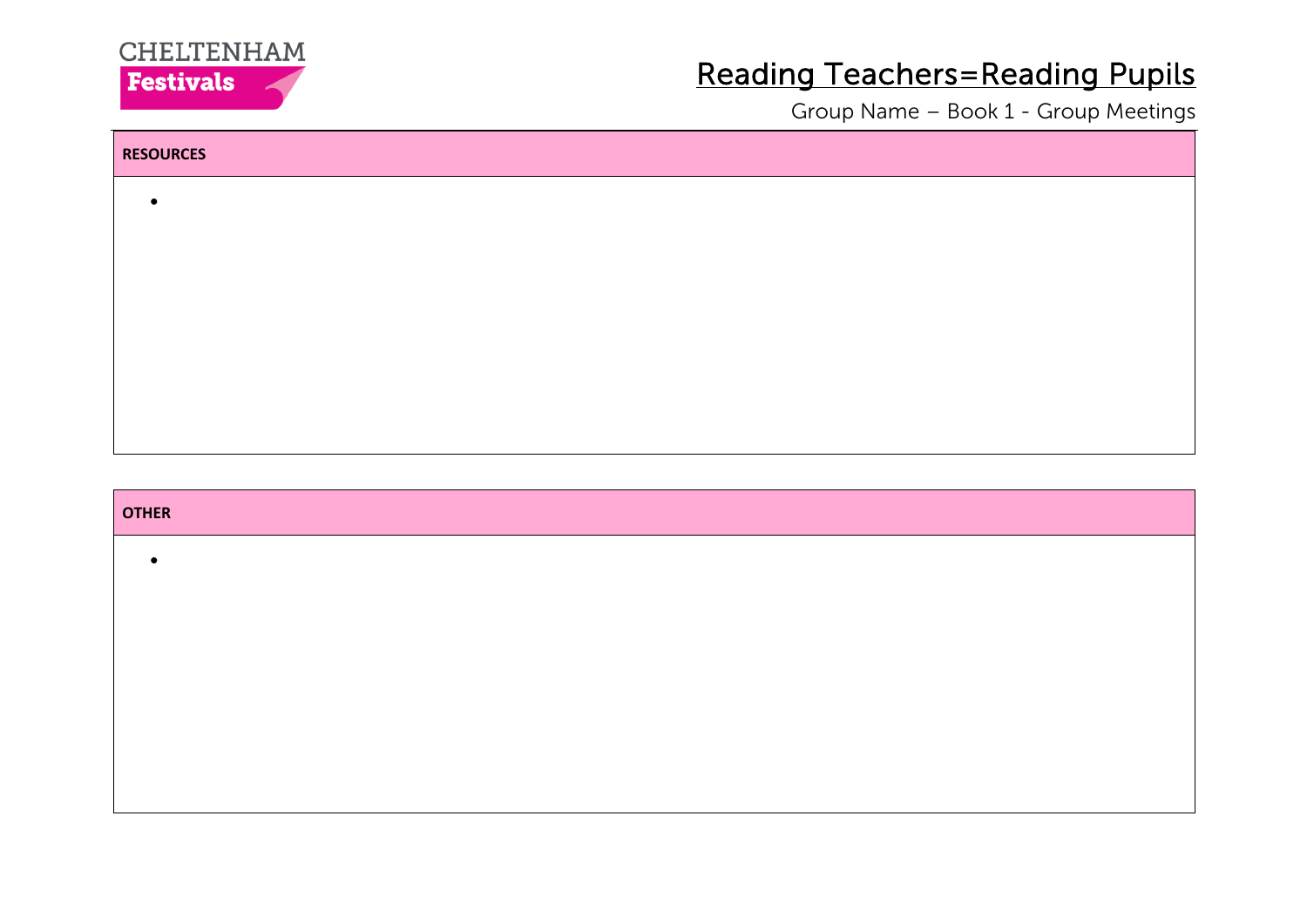CHELTENHAM Festivals

# Reading Teachers=Reading Pupils

Group Name – Book 1 - Group Meetings

| RESOURCES |
| --- |
| • |

| OTHER |
| --- |
| • |